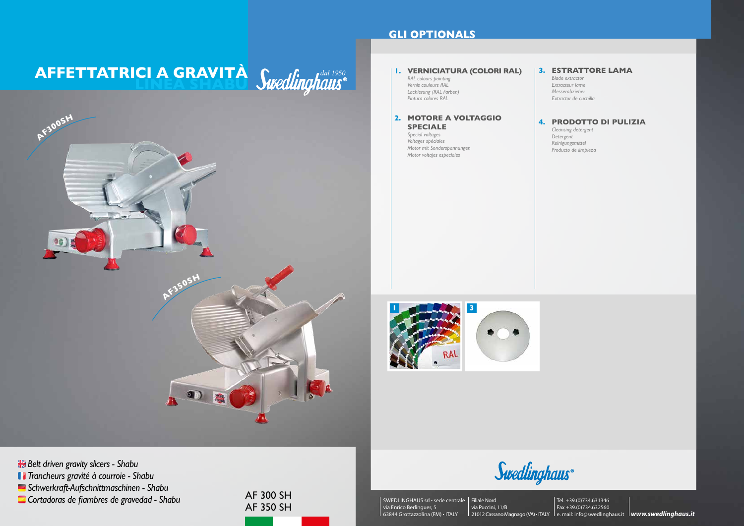# AFFETTATRICI A GRAVITÀ

LINEA SHABU

Swedlinghaus® dal 1950

AF300SH

AF350SH

*Belt driven gravity slicers - Shabu*
*Trancheurs gravité à courroie - Shabu*
*Schwerkraft-Aufschnittmaschinen - Shabu*
*Cortadoras de fiambres de gravedad - Shabu*

AF 300 SH
AF 350 SH

## GLI OPTIONALS

### 1. VERNICIATURA (COLORI RAL)

*RAL colours painting*
*Vernis couleurs RAL*
*Lackierung (RAL Farben)*
*Pintura colores RAL*

### 2. MOTORE A VOLTAGGIO SPECIALE

*Special voltages*
*Voltages spéciales*
*Motor mit Sonderspannungen*
*Motor voltajes especiales*

### 3. ESTRATTORE LAMA

*Blade extractor*
*Extracteur lame*
*Messerabzieher*
*Extractor de cuchilla*

### 4. PRODOTTO DI PULIZIA

*Cleansing detergent*
*Detergent*
*Reinigungsmittel*
*Producto de limpieza*

1 RAL

3

Swedlinghaus®

SWEDLINGHAUS srl • sede centrale
via Enrico Berlinguer, 5
63844 Grottazzolina (FM) • ITALY

Filiale Nord
via Puccini, 11/B
21012 Cassano Magnago (VA) • ITALY

Tel. +39.(0)734.631346
Fax +39.(0)734.632560
e. mail: info@swedlinghaus.it

**www.swedlinghaus.it**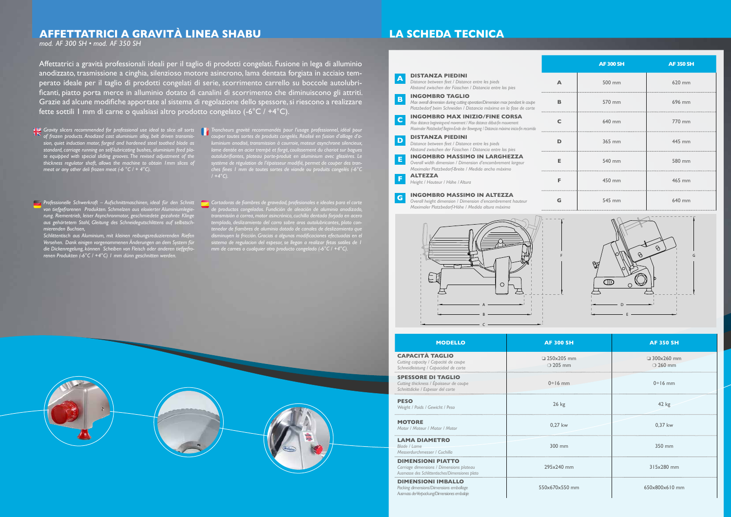# AFFETTATRICI A GRAVITÀ LINEA SHABU

*mod. AF 300 SH • mod. AF 350 SH*

Affettatrici a gravità professionali ideali per il taglio di prodotti congelati. Fusione in lega di alluminio anodizzato, trasmissione a cinghia, silenzioso motore asincrono, lama dentata forgiata in acciaio temperato ideale per il taglio di prodotti congelati di serie, scorrimento carrello su boccole autolubrificanti, piatto porta merce in alluminio dotato di canalini di scorrimento che diminuiscono gli attriti. Grazie ad alcune modifiche apportate al sistema di regolazione dello spessore, si riescono a realizzare fette sottili 1 mm di carne o qualsiasi altro prodotto congelato (-6°C / +4°C).

*Gravity slicers recommended for professional use ideal to slice all sorts of frozen products. Anodized cast aluminium alloy, belt driven transmission, quiet induction motor, forged and hardened steel toothed blade as standard, carriage running on self-lubricating bushes, aluminium feed plate equipped with special sliding grooves. The revised adjustment of the thickness regulator shaft, allows the machine to obtain 1mm slices of meat or any other deli frozen meat (-6 °C / + 4°C).*

*Trancheurs gravité recommandés pour l'usage professionnel, idéal pour couper toutes sortes de produits congelés. Réalisé en fusion d'alliage d'aluminium anodisé, transmission à courroie, moteur asynchrone silencieux, lame dentée en acier trempé et forgé, coulissement du chariot sur bagues autolubrifiantes, plateau porte-produit en aluminium avec glissières. Le système de régulation de l'épaisseur modifié, permet de couper des tranches fines 1 mm de toutes sortes de viande ou produits congelés (-6°C / +4°C).*

*Professionelle Schwerkraft – Aufschnittmaschinen, ideal für den Schnitt von tiefgefrorenen Produkten. Schmelzen aus eloxierter Aluminiumlegierung. Riementrieb, leiser Asynchronmotor, geschmiedete gezahnte Klinge aus gehärtetem Stahl, Gleitung des Schneidegutschlittens auf selbstschmierenden Buchsen,*
*Schlittentisch aus Aluminium, mit kleinen reibungsreduzierenden Riefen Versehen. Dank einigen vorgenommenen Änderungen an dem System für die Dickenregelung, können Scheiben von Fleisch oder anderen tiefgefrorenen Produkten (-6°C / +4°C) 1 mm dünn geschnitten werden.*

*Cortadoras de fiambres de gravedad, profesionales e ideales para el corte de productos congelados. Fundición de aleación de aluminio anodizado, transmisión a correa, motor asincrónico, cuchilla dentada forjada en acero templado, deslizamiento del carro sobre aros autolubricantes, plato contenedor de fiambres de aluminio dotado de canales de deslizamiento que disminuyen la fricción. Gracias a algunas modificaciones efectuadas en el sistema de regulacion del espesor, se llegan a realizar fetas sotiles de 1 mm de carnes o cualquier otro producto congelado (-6°C / +4°C).*

# LA SCHEDA TECNICA

| | | AF 300 SH | AF 350 SH |
|---|---|---|---|
| **A** | **DISTANZA PIEDINI** *Distance between feet / Distance entre les pieds / Abstand zwischen der Füsschen / Distancia entre los pies* | 500 mm | 620 mm |
| **B** | **INGOMBRO TAGLIO** *Max overall dimension during cutting operation/Dimension max pendant le coupe / Platzbedarf beim Schneiden / Distancia máxima en la fase de corte* | 570 mm | 696 mm |
| **C** | **INGOMBRO MAX INIZIO/FINE CORSA** *Max distance beginning-end movement / Max distance début-fin mouvement / Maximaler Platzbedarf Beginn-Ende der Bewegung / Distancia máxima inicio-fin recorrido* | 640 mm | 770 mm |
| **D** | **DISTANZA PIEDINI** *Distance between feet / Distance entre les pieds / Abstand zwischen der Füsschen / Distancia entre los pies* | 365 mm | 445 mm |
| **E** | **INGOMBRO MASSIMO IN LARGHEZZA** *Overall width dimension / Dimension d'encombrement largeur / Maximaler Platzbedarf-Breite / Medida ancho máximo* | 540 mm | 580 mm |
| **F** | **ALTEZZA** *Height / Hauteur / Höhe / Altura* | 450 mm | 465 mm |
| **G** | **INGOMBRO MASSIMO IN ALTEZZA** *Overall height dimension / Dimension d'encombrement hauteur / Maximaler Platzbedarf-Höhe / Medida altura máxima* | 545 mm | 640 mm |

A
B
C
D
E
F
G

| MODELLO | AF 300 SH | AF 350 SH |
|---|---|---|
| **CAPACITÀ TAGLIO** *Cutting capacity / Capacité de coupe / Schneidleistung / Capacidad de corte* | ❑ 250x205 mm ❍ 205 mm | ❑ 300x260 mm ❍ 260 mm |
| **SPESSORE DI TAGLIO** *Cutting thickness / Épaisseur de coupe / Schnittdicke / Espesor del corte* | 0÷16 mm | 0÷16 mm |
| **PESO** *Weight / Poids / Gewicht / Peso* | 26 kg | 42 kg |
| **MOTORE** *Motor / Moteur / Motor / Motor* | 0,27 kw | 0,37 kw |
| **LAMA DIAMETRO** *Blade / Lame / Messerdurchmesser / Cuchilla* | 300 mm | 350 mm |
| **DIMENSIONI PIATTO** *Carriage dimensions / Dimensions plateau / Ausmasse des Schlittentisches/Dimensiones plato* | 295x240 mm | 315x280 mm |
| **DIMENSIONI IMBALLO** *Packing dimensions/Dimensions emballage / Ausmass derVerpackung/Dimensiones embalaje* | 550x670x550 mm | 650x800x610 mm |